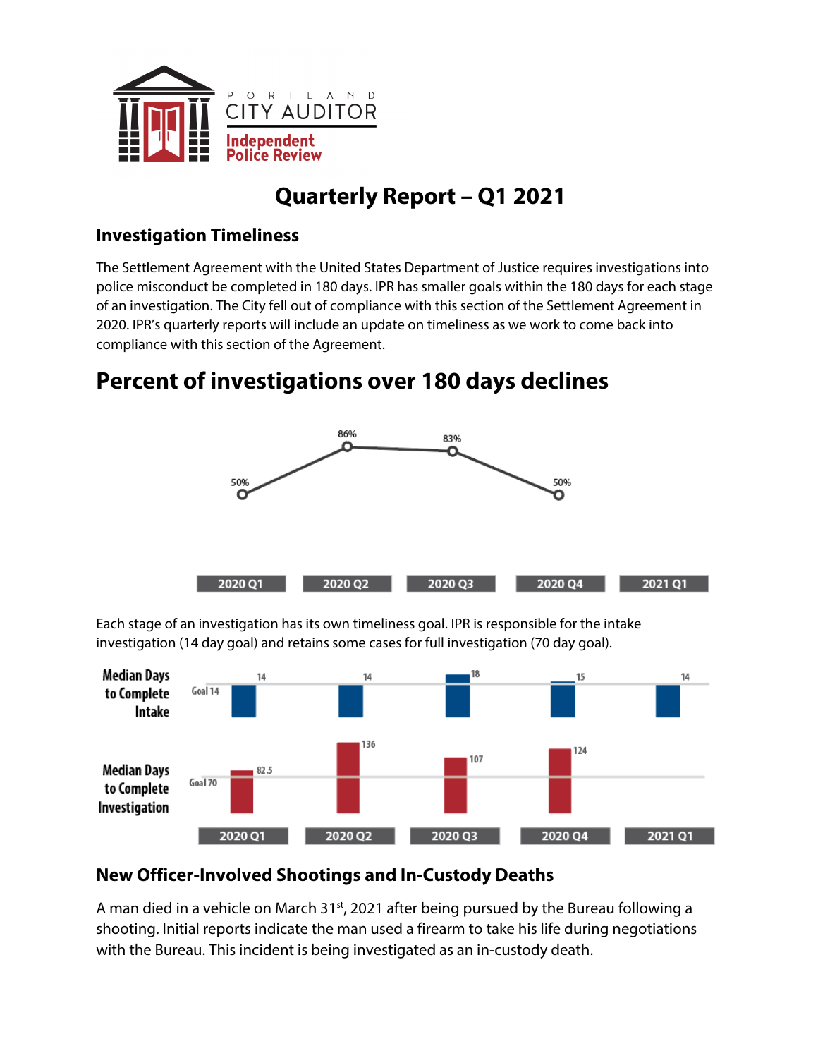PORTLAND CITY AUDITOR

Independent Police Review

# Quarterly Report – Q1 2021

## Investigation Timeliness

The Settlement Agreement with the United States Department of Justice requires investigations into police misconduct be completed in 180 days. IPR has smaller goals within the 180 days for each stage of an investigation. The City fell out of compliance with this section of the Settlement Agreement in 2020. IPR's quarterly reports will include an update on timeliness as we work to come back into compliance with this section of the Agreement.

## Percent of investigations over 180 days declines

| 2020 Q1 | 2020 Q2 | 2020 Q3 | 2020 Q4 | 2021 Q1 |
|---|---|---|---|---|
| 50% | 86% | 83% | 50% | |

Each stage of an investigation has its own timeliness goal. IPR is responsible for the intake investigation (14 day goal) and retains some cases for full investigation (70 day goal).

| | Goal | 2020 Q1 | 2020 Q2 | 2020 Q3 | 2020 Q4 | 2021 Q1 |
|---|---|---|---|---|---|---|
| Median Days to Complete Intake | 14 | 14 | 14 | 18 | 15 | 14 |
| Median Days to Complete Investigation | 70 | 82.5 | 136 | 107 | 124 | |

## New Officer-Involved Shootings and In-Custody Deaths

A man died in a vehicle on March 31st, 2021 after being pursued by the Bureau following a shooting. Initial reports indicate the man used a firearm to take his life during negotiations with the Bureau. This incident is being investigated as an in-custody death.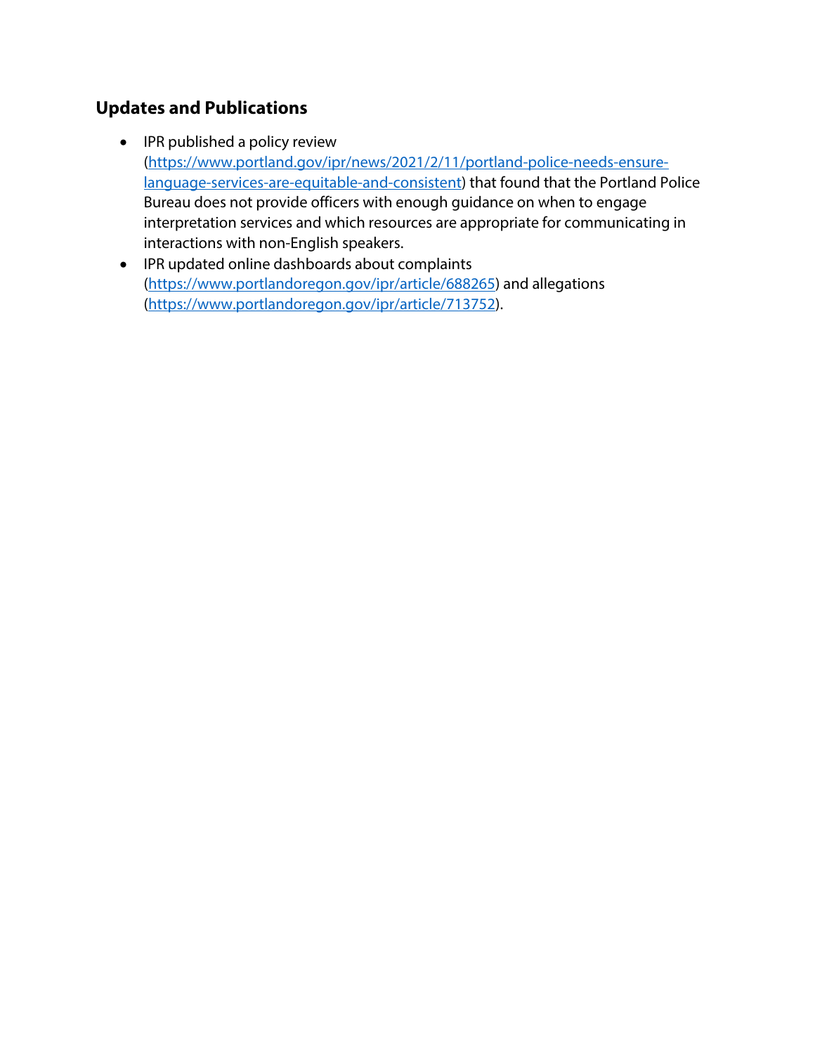## Updates and Publications

- IPR published a policy review (https://www.portland.gov/ipr/news/2021/2/11/portland-police-needs-ensure-language-services-are-equitable-and-consistent) that found that the Portland Police Bureau does not provide officers with enough guidance on when to engage interpretation services and which resources are appropriate for communicating in interactions with non-English speakers.
- IPR updated online dashboards about complaints (https://www.portlandoregon.gov/ipr/article/688265) and allegations (https://www.portlandoregon.gov/ipr/article/713752).